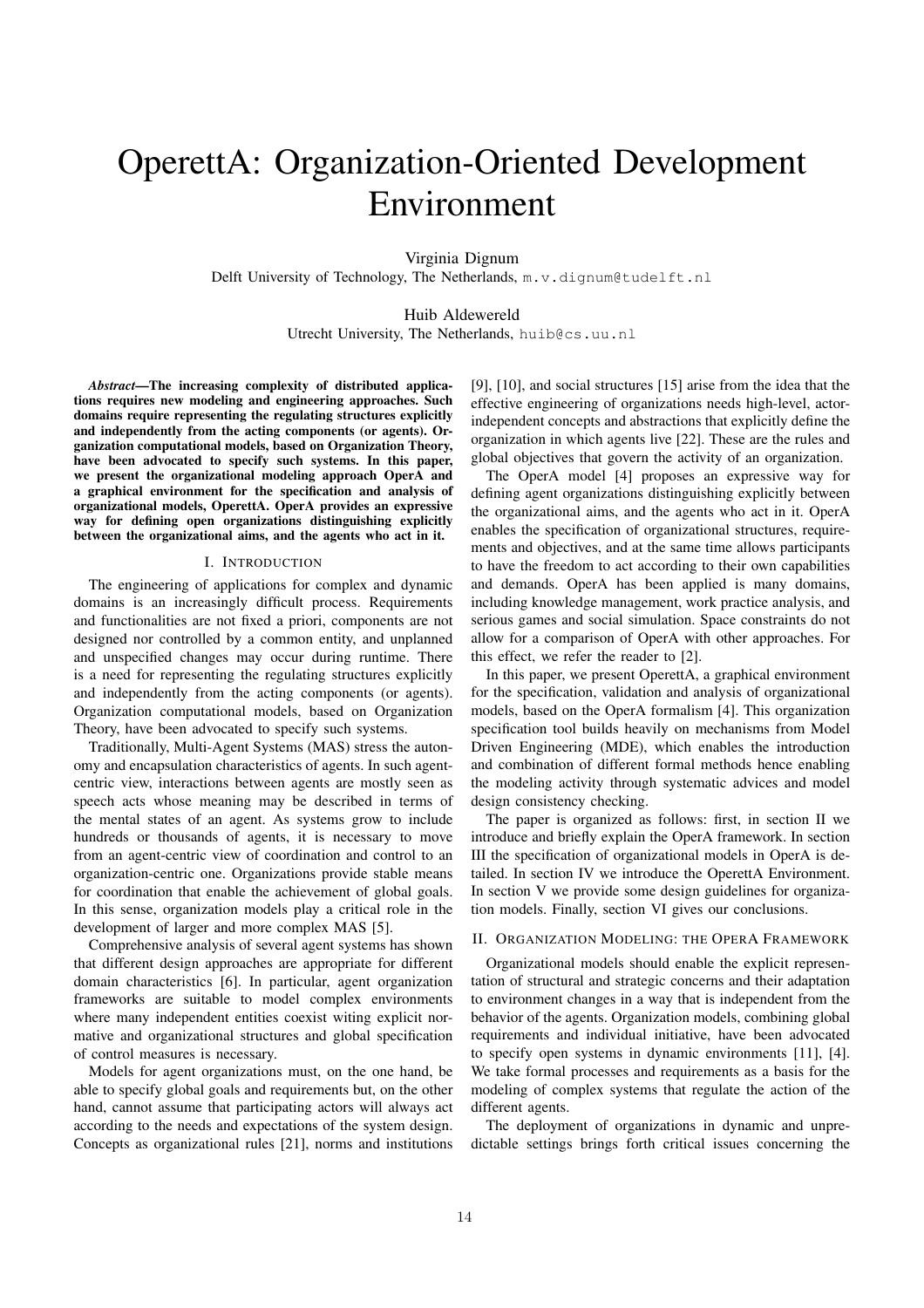# OperettA: Organization-Oriented Development Environment

Virginia Dignum
Delft University of Technology, The Netherlands, m.v.dignum@tudelft.nl

Huib Aldewereld
Utrecht University, The Netherlands, huib@cs.uu.nl

***Abstract*—The increasing complexity of distributed applications requires new modeling and engineering approaches. Such domains require representing the regulating structures explicitly and independently from the acting components (or agents). Organization computational models, based on Organization Theory, have been advocated to specify such systems. In this paper, we present the organizational modeling approach OperA and a graphical environment for the specification and analysis of organizational models, OperettA. OperA provides an expressive way for defining open organizations distinguishing explicitly between the organizational aims, and the agents who act in it.**

## I. Introduction

The engineering of applications for complex and dynamic domains is an increasingly difficult process. Requirements and functionalities are not fixed a priori, components are not designed nor controlled by a common entity, and unplanned and unspecified changes may occur during runtime. There is a need for representing the regulating structures explicitly and independently from the acting components (or agents). Organization computational models, based on Organization Theory, have been advocated to specify such systems.

Traditionally, Multi-Agent Systems (MAS) stress the autonomy and encapsulation characteristics of agents. In such agent-centric view, interactions between agents are mostly seen as speech acts whose meaning may be described in terms of the mental states of an agent. As systems grow to include hundreds or thousands of agents, it is necessary to move from an agent-centric view of coordination and control to an organization-centric one. Organizations provide stable means for coordination that enable the achievement of global goals. In this sense, organization models play a critical role in the development of larger and more complex MAS [5].

Comprehensive analysis of several agent systems has shown that different design approaches are appropriate for different domain characteristics [6]. In particular, agent organization frameworks are suitable to model complex environments where many independent entities coexist witing explicit normative and organizational structures and global specification of control measures is necessary.

Models for agent organizations must, on the one hand, be able to specify global goals and requirements but, on the other hand, cannot assume that participating actors will always act according to the needs and expectations of the system design. Concepts as organizational rules [21], norms and institutions [9], [10], and social structures [15] arise from the idea that the effective engineering of organizations needs high-level, actor-independent concepts and abstractions that explicitly define the organization in which agents live [22]. These are the rules and global objectives that govern the activity of an organization.

The OperA model [4] proposes an expressive way for defining agent organizations distinguishing explicitly between the organizational aims, and the agents who act in it. OperA enables the specification of organizational structures, requirements and objectives, and at the same time allows participants to have the freedom to act according to their own capabilities and demands. OperA has been applied is many domains, including knowledge management, work practice analysis, and serious games and social simulation. Space constraints do not allow for a comparison of OperA with other approaches. For this effect, we refer the reader to [2].

In this paper, we present OperettA, a graphical environment for the specification, validation and analysis of organizational models, based on the OperA formalism [4]. This organization specification tool builds heavily on mechanisms from Model Driven Engineering (MDE), which enables the introduction and combination of different formal methods hence enabling the modeling activity through systematic advices and model design consistency checking.

The paper is organized as follows: first, in section II we introduce and briefly explain the OperA framework. In section III the specification of organizational models in OperA is detailed. In section IV we introduce the OperettA Environment. In section V we provide some design guidelines for organization models. Finally, section VI gives our conclusions.

## II. Organization Modeling: the OperA Framework

Organizational models should enable the explicit representation of structural and strategic concerns and their adaptation to environment changes in a way that is independent from the behavior of the agents. Organization models, combining global requirements and individual initiative, have been advocated to specify open systems in dynamic environments [11], [4]. We take formal processes and requirements as a basis for the modeling of complex systems that regulate the action of the different agents.

The deployment of organizations in dynamic and unpredictable settings brings forth critical issues concerning the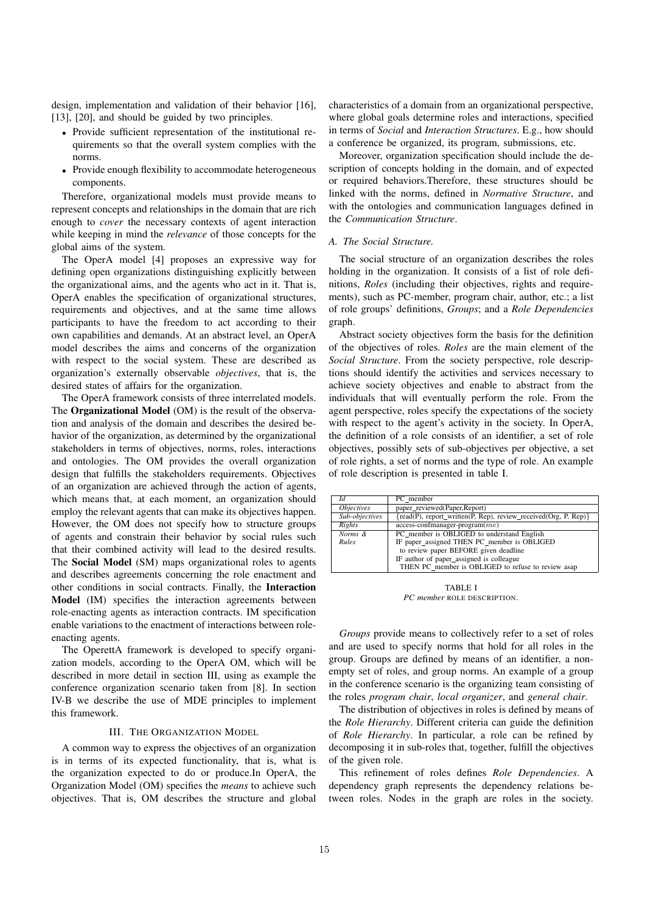design, implementation and validation of their behavior [16], [13], [20], and should be guided by two principles.

- Provide sufficient representation of the institutional requirements so that the overall system complies with the norms.
- Provide enough flexibility to accommodate heterogeneous components.

Therefore, organizational models must provide means to represent concepts and relationships in the domain that are rich enough to *cover* the necessary contexts of agent interaction while keeping in mind the *relevance* of those concepts for the global aims of the system.

The OperA model [4] proposes an expressive way for defining open organizations distinguishing explicitly between the organizational aims, and the agents who act in it. That is, OperA enables the specification of organizational structures, requirements and objectives, and at the same time allows participants to have the freedom to act according to their own capabilities and demands. At an abstract level, an OperA model describes the aims and concerns of the organization with respect to the social system. These are described as organization's externally observable *objectives*, that is, the desired states of affairs for the organization.

The OperA framework consists of three interrelated models. The **Organizational Model** (OM) is the result of the observation and analysis of the domain and describes the desired behavior of the organization, as determined by the organizational stakeholders in terms of objectives, norms, roles, interactions and ontologies. The OM provides the overall organization design that fulfills the stakeholders requirements. Objectives of an organization are achieved through the action of agents, which means that, at each moment, an organization should employ the relevant agents that can make its objectives happen. However, the OM does not specify how to structure groups of agents and constrain their behavior by social rules such that their combined activity will lead to the desired results. The **Social Model** (SM) maps organizational roles to agents and describes agreements concerning the role enactment and other conditions in social contracts. Finally, the **Interaction Model** (IM) specifies the interaction agreements between role-enacting agents as interaction contracts. IM specification enable variations to the enactment of interactions between role-enacting agents.

The OperettA framework is developed to specify organization models, according to the OperA OM, which will be described in more detail in section III, using as example the conference organization scenario taken from [8]. In section IV-B we describe the use of MDE principles to implement this framework.

## III. The Organization Model

A common way to express the objectives of an organization is in terms of its expected functionality, that is, what is the organization expected to do or produce.In OperA, the Organization Model (OM) specifies the *means* to achieve such objectives. That is, OM describes the structure and global characteristics of a domain from an organizational perspective, where global goals determine roles and interactions, specified in terms of *Social* and *Interaction Structures*. E.g., how should a conference be organized, its program, submissions, etc.

Moreover, organization specification should include the description of concepts holding in the domain, and of expected or required behaviors.Therefore, these structures should be linked with the norms, defined in *Normative Structure*, and with the ontologies and communication languages defined in the *Communication Structure*.

### A. The Social Structure.

The social structure of an organization describes the roles holding in the organization. It consists of a list of role definitions, *Roles* (including their objectives, rights and requirements), such as PC-member, program chair, author, etc.; a list of role groups' definitions, *Groups*; and a *Role Dependencies* graph.

Abstract society objectives form the basis for the definition of the objectives of roles. *Roles* are the main element of the *Social Structure*. From the society perspective, role descriptions should identify the activities and services necessary to achieve society objectives and enable to abstract from the individuals that will eventually perform the role. From the agent perspective, roles specify the expectations of the society with respect to the agent's activity in the society. In OperA, the definition of a role consists of an identifier, a set of role objectives, possibly sets of sub-objectives per objective, a set of role rights, a set of norms and the type of role. An example of role description is presented in table I.

| *Id* | PC_member |
|---|---|
| *Objectives* | paper_reviewed(Paper,Report) |
| *Sub-objectives* | {read(P), report_written(P, Rep), review_received(Org, P, Rep)} |
| *Rights* | access-confmanager-program(*me*) |
| *Norms & Rules* | PC_member is OBLIGED to understand English<br>IF paper_assigned THEN PC_member is OBLIGED to review paper BEFORE given deadline<br>IF author of paper_assigned is colleague THEN PC_member is OBLIGED to refuse to review asap |

TABLE I
*PC member* ROLE DESCRIPTION.

*Groups* provide means to collectively refer to a set of roles and are used to specify norms that hold for all roles in the group. Groups are defined by means of an identifier, a non-empty set of roles, and group norms. An example of a group in the conference scenario is the organizing team consisting of the roles *program chair*, *local organizer*, and *general chair*.

The distribution of objectives in roles is defined by means of the *Role Hierarchy*. Different criteria can guide the definition of *Role Hierarchy*. In particular, a role can be refined by decomposing it in sub-roles that, together, fulfill the objectives of the given role.

This refinement of roles defines *Role Dependencies*. A dependency graph represents the dependency relations between roles. Nodes in the graph are roles in the society.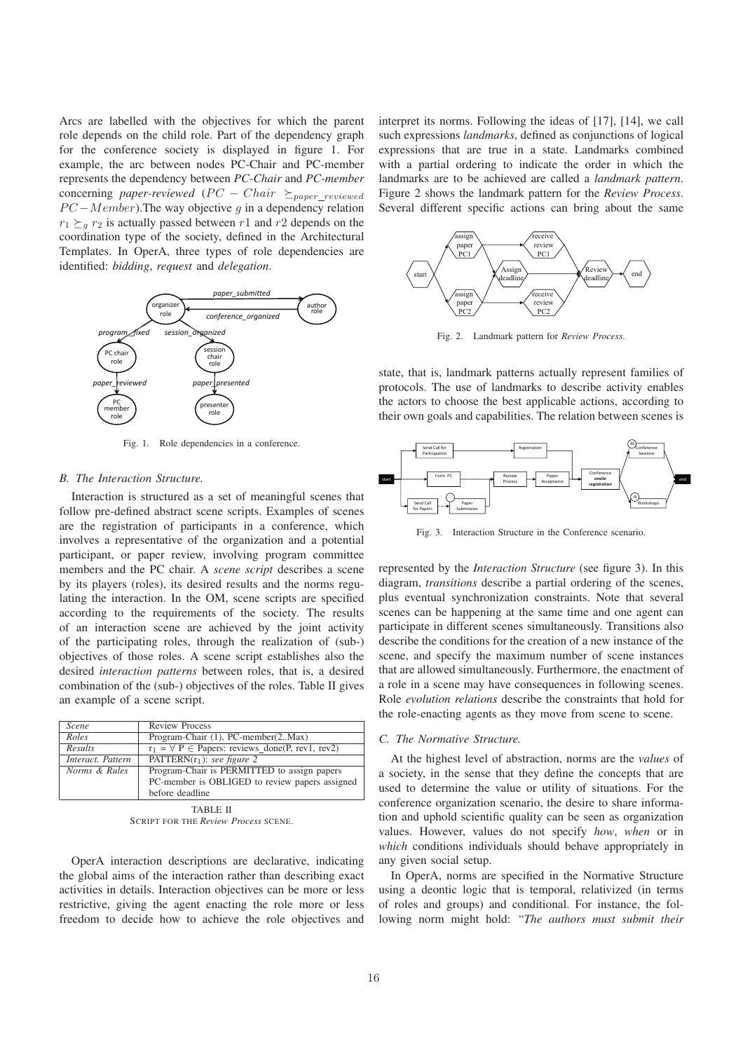Arcs are labelled with the objectives for which the parent role depends on the child role. Part of the dependency graph for the conference society is displayed in figure 1. For example, the arc between nodes PC-Chair and PC-member represents the dependency between *PC-Chair* and *PC-member* concerning *paper-reviewed* ($PC-Chair \succeq_{paper\_reviewed} PC-Member$).The way objective $g$ in a dependency relation $r1 \succeq_g r2$ is actually passed between $r1$ and $r2$ depends on the coordination type of the society, defined in the Architectural Templates. In OperA, three types of role dependencies are identified: *bidding*, *request* and *delegation*.

Fig. 1. Role dependencies in a conference.

### B. The Interaction Structure.

Interaction is structured as a set of meaningful scenes that follow pre-defined abstract scene scripts. Examples of scenes are the registration of participants in a conference, which involves a representative of the organization and a potential participant, or paper review, involving program committee members and the PC chair. A *scene script* describes a scene by its players (roles), its desired results and the norms regulating the interaction. In the OM, scene scripts are specified according to the requirements of the society. The results of an interaction scene are achieved by the joint activity of the participating roles, through the realization of (sub-) objectives of those roles. A scene script establishes also the desired *interaction patterns* between roles, that is, a desired combination of the (sub-) objectives of the roles. Table II gives an example of a scene script.

| *Scene* | Review Process |
|---|---|
| *Roles* | Program-Chair (1), PC-member(2..Max) |
| *Results* | $r_1 = \forall$ P $\in$ Papers: reviews_done(P, rev1, rev2) |
| *Interact. Pattern* | PATTERN($r_1$): *see figure 2* |
| *Norms & Rules* | Program-Chair is PERMITTED to assign papers<br>PC-member is OBLIGED to review papers assigned before deadline |

TABLE II
SCRIPT FOR THE *Review Process* SCENE.

OperA interaction descriptions are declarative, indicating the global aims of the interaction rather than describing exact activities in details. Interaction objectives can be more or less restrictive, giving the agent enacting the role more or less freedom to decide how to achieve the role objectives and interpret its norms. Following the ideas of [17], [14], we call such expressions *landmarks*, defined as conjunctions of logical expressions that are true in a state. Landmarks combined with a partial ordering to indicate the order in which the landmarks are to be achieved are called a *landmark pattern*. Figure 2 shows the landmark pattern for the *Review Process*. Several different specific actions can bring about the same state, that is, landmark patterns actually represent families of protocols. The use of landmarks to describe activity enables the actors to choose the best applicable actions, according to their own goals and capabilities. The relation between scenes is represented by the *Interaction Structure* (see figure 3). In this diagram, *transitions* describe a partial ordering of the scenes, plus eventual synchronization constraints. Note that several scenes can be happening at the same time and one agent can participate in different scenes simultaneously. Transitions also describe the conditions for the creation of a new instance of the scene, and specify the maximum number of scene instances that are allowed simultaneously. Furthermore, the enactment of a role in a scene may have consequences in following scenes. Role *evolution relations* describe the constraints that hold for the role-enacting agents as they move from scene to scene.

Fig. 2. Landmark pattern for *Review Process*.

Fig. 3. Interaction Structure in the Conference scenario.

### C. The Normative Structure.

At the highest level of abstraction, norms are the *values* of a society, in the sense that they define the concepts that are used to determine the value or utility of situations. For the conference organization scenario, the desire to share information and uphold scientific quality can be seen as organization values. However, values do not specify *how*, *when* or in *which* conditions individuals should behave appropriately in any given social setup.

In OperA, norms are specified in the Normative Structure using a deontic logic that is temporal, relativized (in terms of roles and groups) and conditional. For instance, the following norm might hold: *"The authors must submit their*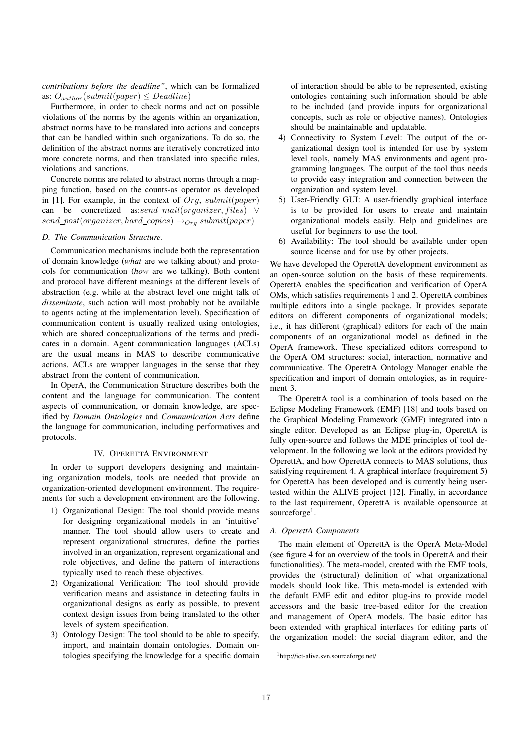*contributions before the deadline"*, which can be formalized as: $O_{author}(submit(paper) \leq Deadline)$

Furthermore, in order to check norms and act on possible violations of the norms by the agents within an organization, abstract norms have to be translated into actions and concepts that can be handled within such organizations. To do so, the definition of the abstract norms are iteratively concretized into more concrete norms, and then translated into specific rules, violations and sanctions.

Concrete norms are related to abstract norms through a mapping function, based on the counts-as operator as developed in [1]. For example, in the context of $Org$, $submit(paper)$ can be concretized as:$send\_mail(organizer, files) \vee send\_post(organizer, hard\_copies) \rightarrow_{Org} submit(paper)$

### D. The Communication Structure.

Communication mechanisms include both the representation of domain knowledge (*what* are we talking about) and protocols for communication (*how* are we talking). Both content and protocol have different meanings at the different levels of abstraction (e.g. while at the abstract level one might talk of *disseminate*, such action will most probably not be available to agents acting at the implementation level). Specification of communication content is usually realized using ontologies, which are shared conceptualizations of the terms and predicates in a domain. Agent communication languages (ACLs) are the usual means in MAS to describe communicative actions. ACLs are wrapper languages in the sense that they abstract from the content of communication.

In OperA, the Communication Structure describes both the content and the language for communication. The content aspects of communication, or domain knowledge, are specified by *Domain Ontologies* and *Communication Acts* define the language for communication, including performatives and protocols.

## IV. OperettA Environment

In order to support developers designing and maintaining organization models, tools are needed that provide an organization-oriented development environment. The requirements for such a development environment are the following.

1) Organizational Design: The tool should provide means for designing organizational models in an 'intuitive' manner. The tool should allow users to create and represent organizational structures, define the parties involved in an organization, represent organizational and role objectives, and define the pattern of interactions typically used to reach these objectives.
2) Organizational Verification: The tool should provide verification means and assistance in detecting faults in organizational designs as early as possible, to prevent context design issues from being translated to the other levels of system specification.
3) Ontology Design: The tool should to be able to specify, import, and maintain domain ontologies. Domain ontologies specifying the knowledge for a specific domain of interaction should be able to be represented, existing ontologies containing such information should be able to be included (and provide inputs for organizational concepts, such as role or objective names). Ontologies should be maintainable and updatable.
4) Connectivity to System Level: The output of the organizational design tool is intended for use by system level tools, namely MAS environments and agent programming languages. The output of the tool thus needs to provide easy integration and connection between the organization and system level.
5) User-Friendly GUI: A user-friendly graphical interface is to be provided for users to create and maintain organizational models easily. Help and guidelines are useful for beginners to use the tool.
6) Availability: The tool should be available under open source license and for use by other projects.

We have developed the OperettA development environment as an open-source solution on the basis of these requirements. OperettA enables the specification and verification of OperA OMs, which satisfies requirements 1 and 2. OperettA combines multiple editors into a single package. It provides separate editors on different components of organizational models; i.e., it has different (graphical) editors for each of the main components of an organizational model as defined in the OperA framework. These specialized editors correspond to the OperA OM structures: social, interaction, normative and communicative. The OperettA Ontology Manager enable the specification and import of domain ontologies, as in requirement 3.

The OperettA tool is a combination of tools based on the Eclipse Modeling Framework (EMF) [18] and tools based on the Graphical Modeling Framework (GMF) integrated into a single editor. Developed as an Eclipse plug-in, OperettA is fully open-source and follows the MDE principles of tool development. In the following we look at the editors provided by OperettA, and how OperettA connects to MAS solutions, thus satisfying requirement 4. A graphical interface (requirement 5) for OperettA has been developed and is currently being usertested within the ALIVE project [12]. Finally, in accordance to the last requirement, OperettA is available opensource at sourceforge[1].

### A. OperettA Components

The main element of OperettA is the OperA Meta-Model (see figure 4 for an overview of the tools in OperettA and their functionalities). The meta-model, created with the EMF tools, provides the (structural) definition of what organizational models should look like. This meta-model is extended with the default EMF edit and editor plug-ins to provide model accessors and the basic tree-based editor for the creation and management of OperA models. The basic editor has been extended with graphical interfaces for editing parts of the organization model: the social diagram editor, and the

[1] http://ict-alive.svn.sourceforge.net/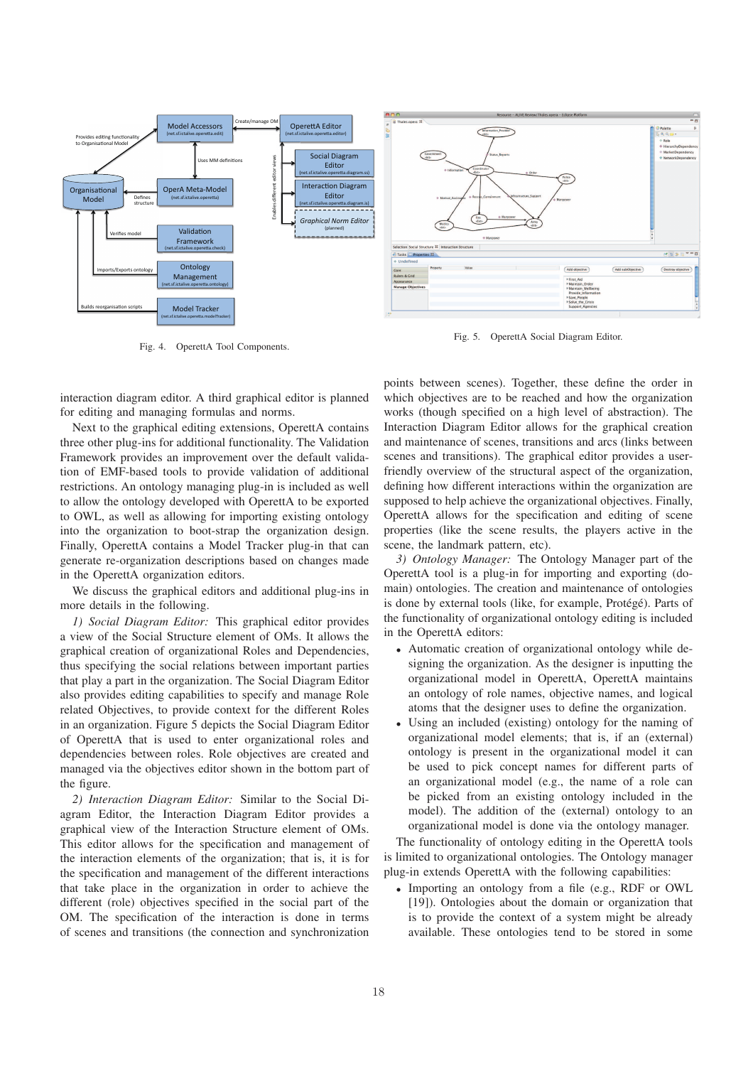Fig. 4. OperettA Tool Components.

Fig. 5. OperettA Social Diagram Editor.

interaction diagram editor. A third graphical editor is planned for editing and managing formulas and norms.

Next to the graphical editing extensions, OperettA contains three other plug-ins for additional functionality. The Validation Framework provides an improvement over the default validation of EMF-based tools to provide validation of additional restrictions. An ontology managing plug-in is included as well to allow the ontology developed with OperettA to be exported to OWL, as well as allowing for importing existing ontology into the organization to boot-strap the organization design. Finally, OperettA contains a Model Tracker plug-in that can generate re-organization descriptions based on changes made in the OperettA organization editors.

We discuss the graphical editors and additional plug-ins in more details in the following.

*1) Social Diagram Editor:* This graphical editor provides a view of the Social Structure element of OMs. It allows the graphical creation of organizational Roles and Dependencies, thus specifying the social relations between important parties that play a part in the organization. The Social Diagram Editor also provides editing capabilities to specify and manage Role related Objectives, to provide context for the different Roles in an organization. Figure 5 depicts the Social Diagram Editor of OperettA that is used to enter organizational roles and dependencies between roles. Role objectives are created and managed via the objectives editor shown in the bottom part of the figure.

*2) Interaction Diagram Editor:* Similar to the Social Diagram Editor, the Interaction Diagram Editor provides a graphical view of the Interaction Structure element of OMs. This editor allows for the specification and management of the interaction elements of the organization; that is, it is for the specification and management of the different interactions that take place in the organization in order to achieve the different (role) objectives specified in the social part of the OM. The specification of the interaction is done in terms of scenes and transitions (the connection and synchronization points between scenes). Together, these define the order in which objectives are to be reached and how the organization works (though specified on a high level of abstraction). The Interaction Diagram Editor allows for the graphical creation and maintenance of scenes, transitions and arcs (links between scenes and transitions). The graphical editor provides a user-friendly overview of the structural aspect of the organization, defining how different interactions within the organization are supposed to help achieve the organizational objectives. Finally, OperettA allows for the specification and editing of scene properties (like the scene results, the players active in the scene, the landmark pattern, etc).

*3) Ontology Manager:* The Ontology Manager part of the OperettA tool is a plug-in for importing and exporting (domain) ontologies. The creation and maintenance of ontologies is done by external tools (like, for example, Protégé). Parts of the functionality of organizational ontology editing is included in the OperettA editors:

- Automatic creation of organizational ontology while designing the organization. As the designer is inputting the organizational model in OperettA, OperettA maintains an ontology of role names, objective names, and logical atoms that the designer uses to define the organization.
- Using an included (existing) ontology for the naming of organizational model elements; that is, if an (external) ontology is present in the organizational model it can be used to pick concept names for different parts of an organizational model (e.g., the name of a role can be picked from an existing ontology included in the model). The addition of the (external) ontology to an organizational model is done via the ontology manager.

The functionality of ontology editing in the OperettA tools is limited to organizational ontologies. The Ontology manager plug-in extends OperettA with the following capabilities:

- Importing an ontology from a file (e.g., RDF or OWL [19]). Ontologies about the domain or organization that is to provide the context of a system might be already available. These ontologies tend to be stored in some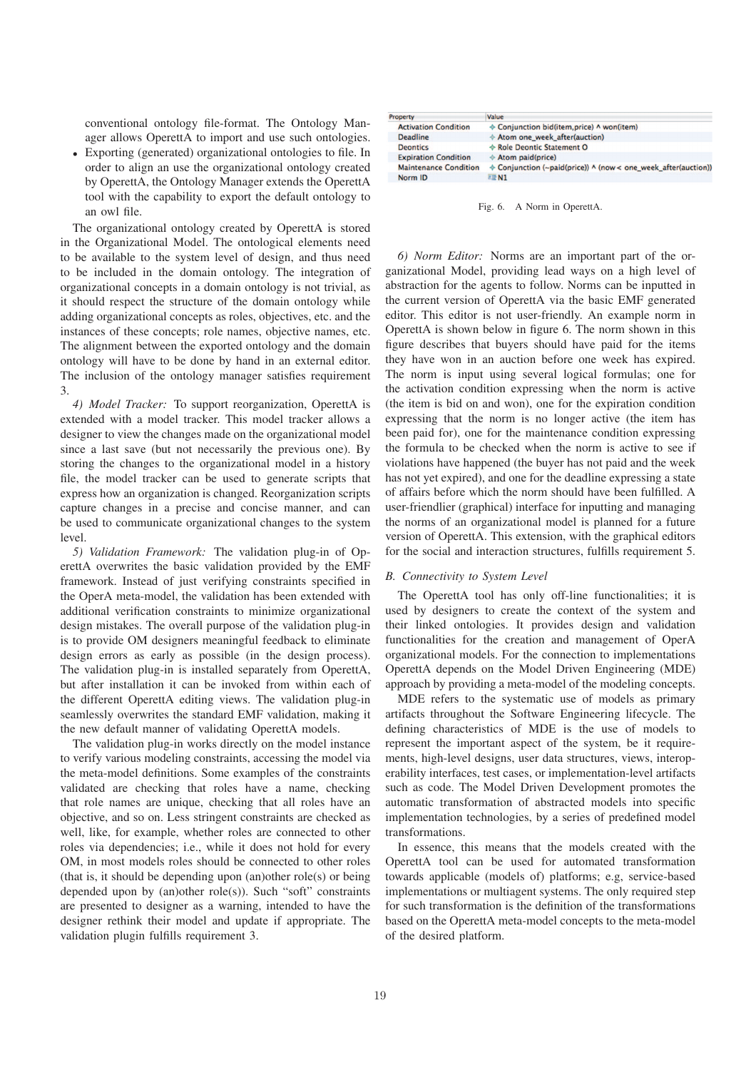conventional ontology file-format. The Ontology Manager allows OperettA to import and use such ontologies.

- Exporting (generated) organizational ontologies to file. In order to align an use the organizational ontology created by OperettA, the Ontology Manager extends the OperettA tool with the capability to export the default ontology to an owl file.

The organizational ontology created by OperettA is stored in the Organizational Model. The ontological elements need to be available to the system level of design, and thus need to be included in the domain ontology. The integration of organizational concepts in a domain ontology is not trivial, as it should respect the structure of the domain ontology while adding organizational concepts as roles, objectives, etc. and the instances of these concepts; role names, objective names, etc. The alignment between the exported ontology and the domain ontology will have to be done by hand in an external editor. The inclusion of the ontology manager satisfies requirement 3.

*4) Model Tracker:* To support reorganization, OperettA is extended with a model tracker. This model tracker allows a designer to view the changes made on the organizational model since a last save (but not necessarily the previous one). By storing the changes to the organizational model in a history file, the model tracker can be used to generate scripts that express how an organization is changed. Reorganization scripts capture changes in a precise and concise manner, and can be used to communicate organizational changes to the system level.

*5) Validation Framework:* The validation plug-in of OperettA overwrites the basic validation provided by the EMF framework. Instead of just verifying constraints specified in the OperA meta-model, the validation has been extended with additional verification constraints to minimize organizational design mistakes. The overall purpose of the validation plug-in is to provide OM designers meaningful feedback to eliminate design errors as early as possible (in the design process). The validation plug-in is installed separately from OperettA, but after installation it can be invoked from within each of the different OperettA editing views. The validation plug-in seamlessly overwrites the standard EMF validation, making it the new default manner of validating OperettA models.

The validation plug-in works directly on the model instance to verify various modeling constraints, accessing the model via the meta-model definitions. Some examples of the constraints validated are checking that roles have a name, checking that role names are unique, checking that all roles have an objective, and so on. Less stringent constraints are checked as well, like, for example, whether roles are connected to other roles via dependencies; i.e., while it does not hold for every OM, in most models roles should be connected to other roles (that is, it should be depending upon (an)other role(s) or being depended upon by (an)other role(s)). Such "soft" constraints are presented to designer as a warning, intended to have the designer rethink their model and update if appropriate. The validation plugin fulfills requirement 3.

| Property | Value |
|---|---|
| Activation Condition | Conjunction bid(item,price) ∧ won(item) |
| Deadline | Atom one_week_after(auction) |
| Deontics | Role Deontic Statement O |
| Expiration Condition | Atom paid(price) |
| Maintenance Condition | Conjunction (¬paid(price)) ∧ (now < one_week_after(auction)) |
| Norm ID | N1 |

Fig. 6. A Norm in OperettA.

*6) Norm Editor:* Norms are an important part of the organizational Model, providing lead ways on a high level of abstraction for the agents to follow. Norms can be inputted in the current version of OperettA via the basic EMF generated editor. This editor is not user-friendly. An example norm in OperettA is shown below in figure 6. The norm shown in this figure describes that buyers should have paid for the items they have won in an auction before one week has expired. The norm is input using several logical formulas; one for the activation condition expressing when the norm is active (the item is bid on and won), one for the expiration condition expressing that the norm is no longer active (the item has been paid for), one for the maintenance condition expressing the formula to be checked when the norm is active to see if violations have happened (the buyer has not paid and the week has not yet expired), and one for the deadline expressing a state of affairs before which the norm should have been fulfilled. A user-friendlier (graphical) interface for inputting and managing the norms of an organizational model is planned for a future version of OperettA. This extension, with the graphical editors for the social and interaction structures, fulfills requirement 5.

### *B. Connectivity to System Level*

The OperettA tool has only off-line functionalities; it is used by designers to create the context of the system and their linked ontologies. It provides design and validation functionalities for the creation and management of OperA organizational models. For the connection to implementations OperettA depends on the Model Driven Engineering (MDE) approach by providing a meta-model of the modeling concepts.

MDE refers to the systematic use of models as primary artifacts throughout the Software Engineering lifecycle. The defining characteristics of MDE is the use of models to represent the important aspect of the system, be it requirements, high-level designs, user data structures, views, interoperability interfaces, test cases, or implementation-level artifacts such as code. The Model Driven Development promotes the automatic transformation of abstracted models into specific implementation technologies, by a series of predefined model transformations.

In essence, this means that the models created with the OperettA tool can be used for automated transformation towards applicable (models of) platforms; e.g, service-based implementations or multiagent systems. The only required step for such transformation is the definition of the transformations based on the OperettA meta-model concepts to the meta-model of the desired platform.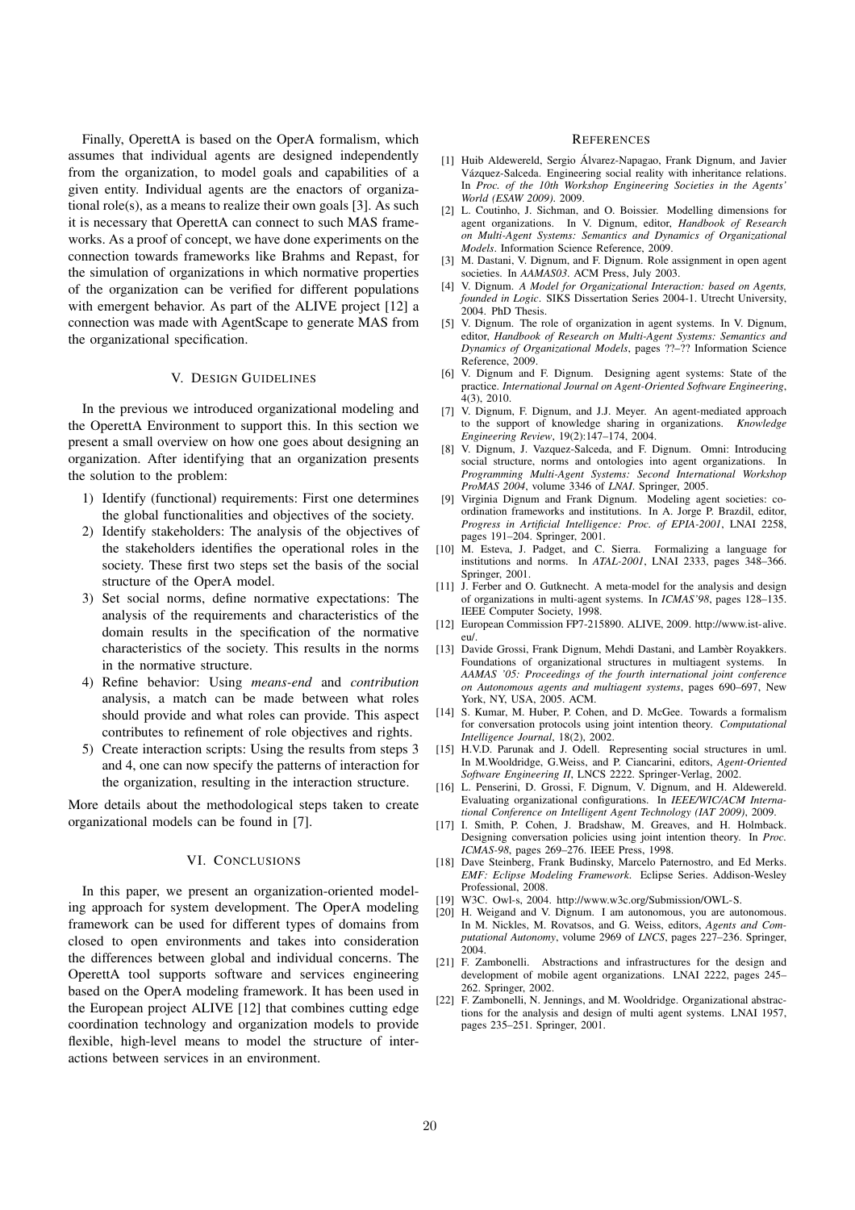Finally, OperettA is based on the OperA formalism, which assumes that individual agents are designed independently from the organization, to model goals and capabilities of a given entity. Individual agents are the enactors of organizational role(s), as a means to realize their own goals [3]. As such it is necessary that OperettA can connect to such MAS frameworks. As a proof of concept, we have done experiments on the connection towards frameworks like Brahms and Repast, for the simulation of organizations in which normative properties of the organization can be verified for different populations with emergent behavior. As part of the ALIVE project [12] a connection was made with AgentScape to generate MAS from the organizational specification.

## V. Design Guidelines

In the previous we introduced organizational modeling and the OperettA Environment to support this. In this section we present a small overview on how one goes about designing an organization. After identifying that an organization presents the solution to the problem:

1) Identify (functional) requirements: First one determines the global functionalities and objectives of the society.
2) Identify stakeholders: The analysis of the objectives of the stakeholders identifies the operational roles in the society. These first two steps set the basis of the social structure of the OperA model.
3) Set social norms, define normative expectations: The analysis of the requirements and characteristics of the domain results in the specification of the normative characteristics of the society. This results in the norms in the normative structure.
4) Refine behavior: Using *means-end* and *contribution* analysis, a match can be made between what roles should provide and what roles can provide. This aspect contributes to refinement of role objectives and rights.
5) Create interaction scripts: Using the results from steps 3 and 4, one can now specify the patterns of interaction for the organization, resulting in the interaction structure.

More details about the methodological steps taken to create organizational models can be found in [7].

## VI. Conclusions

In this paper, we present an organization-oriented modeling approach for system development. The OperA modeling framework can be used for different types of domains from closed to open environments and takes into consideration the differences between global and individual concerns. The OperettA tool supports software and services engineering based on the OperA modeling framework. It has been used in the European project ALIVE [12] that combines cutting edge coordination technology and organization models to provide flexible, high-level means to model the structure of interactions between services in an environment.

## References

[1] Huib Aldewereld, Sergio Álvarez-Napagao, Frank Dignum, and Javier Vázquez-Salceda. Engineering social reality with inheritance relations. In *Proc. of the 10th Workshop Engineering Societies in the Agents' World (ESAW 2009)*. 2009.

[2] L. Coutinho, J. Sichman, and O. Boissier. Modelling dimensions for agent organizations. In V. Dignum, editor, *Handbook of Research on Multi-Agent Systems: Semantics and Dynamics of Organizational Models*. Information Science Reference, 2009.

[3] M. Dastani, V. Dignum, and F. Dignum. Role assignment in open agent societies. In *AAMAS03*. ACM Press, July 2003.

[4] V. Dignum. *A Model for Organizational Interaction: based on Agents, founded in Logic*. SIKS Dissertation Series 2004-1. Utrecht University, 2004. PhD Thesis.

[5] V. Dignum. The role of organization in agent systems. In V. Dignum, editor, *Handbook of Research on Multi-Agent Systems: Semantics and Dynamics of Organizational Models*, pages ??–?? Information Science Reference, 2009.

[6] V. Dignum and F. Dignum. Designing agent systems: State of the practice. *International Journal on Agent-Oriented Software Engineering*, 4(3), 2010.

[7] V. Dignum, F. Dignum, and J.J. Meyer. An agent-mediated approach to the support of knowledge sharing in organizations. *Knowledge Engineering Review*, 19(2):147–174, 2004.

[8] V. Dignum, J. Vazquez-Salceda, and F. Dignum. Omni: Introducing social structure, norms and ontologies into agent organizations. In *Programming Multi-Agent Systems: Second International Workshop ProMAS 2004*, volume 3346 of *LNAI*. Springer, 2005.

[9] Virginia Dignum and Frank Dignum. Modeling agent societies: coordination frameworks and institutions. In A. Jorge P. Brazdil, editor, *Progress in Artificial Intelligence: Proc. of EPIA-2001*, LNAI 2258, pages 191–204. Springer, 2001.

[10] M. Esteva, J. Padget, and C. Sierra. Formalizing a language for institutions and norms. In *ATAL-2001*, LNAI 2333, pages 348–366. Springer, 2001.

[11] J. Ferber and O. Gutknecht. A meta-model for the analysis and design of organizations in multi-agent systems. In *ICMAS'98*, pages 128–135. IEEE Computer Society, 1998.

[12] European Commission FP7-215890. ALIVE, 2009. http://www.ist-alive.eu/.

[13] Davide Grossi, Frank Dignum, Mehdi Dastani, and Lambèr Royakkers. Foundations of organizational structures in multiagent systems. In *AAMAS '05: Proceedings of the fourth international joint conference on Autonomous agents and multiagent systems*, pages 690–697, New York, NY, USA, 2005. ACM.

[14] S. Kumar, M. Huber, P. Cohen, and D. McGee. Towards a formalism for conversation protocols using joint intention theory. *Computational Intelligence Journal*, 18(2), 2002.

[15] H.V.D. Parunak and J. Odell. Representing social structures in uml. In M.Wooldridge, G.Weiss, and P. Ciancarini, editors, *Agent-Oriented Software Engineering II*, LNCS 2222. Springer-Verlag, 2002.

[16] L. Penserini, D. Grossi, F. Dignum, V. Dignum, and H. Aldewereld. Evaluating organizational configurations. In *IEEE/WIC/ACM International Conference on Intelligent Agent Technology (IAT 2009)*, 2009.

[17] I. Smith, P. Cohen, J. Bradshaw, M. Greaves, and H. Holmback. Designing conversation policies using joint intention theory. In *Proc. ICMAS-98*, pages 269–276. IEEE Press, 1998.

[18] Dave Steinberg, Frank Budinsky, Marcelo Paternostro, and Ed Merks. *EMF: Eclipse Modeling Framework*. Eclipse Series. Addison-Wesley Professional, 2008.

[19] W3C. Owl-s, 2004. http://www.w3c.org/Submission/OWL-S.

[20] H. Weigand and V. Dignum. I am autonomous, you are autonomous. In M. Nickles, M. Rovatsos, and G. Weiss, editors, *Agents and Computational Autonomy*, volume 2969 of *LNCS*, pages 227–236. Springer, 2004.

[21] F. Zambonelli. Abstractions and infrastructures for the design and development of mobile agent organizations. LNAI 2222, pages 245–262. Springer, 2002.

[22] F. Zambonelli, N. Jennings, and M. Wooldridge. Organizational abstractions for the analysis and design of multi agent systems. LNAI 1957, pages 235–251. Springer, 2001.